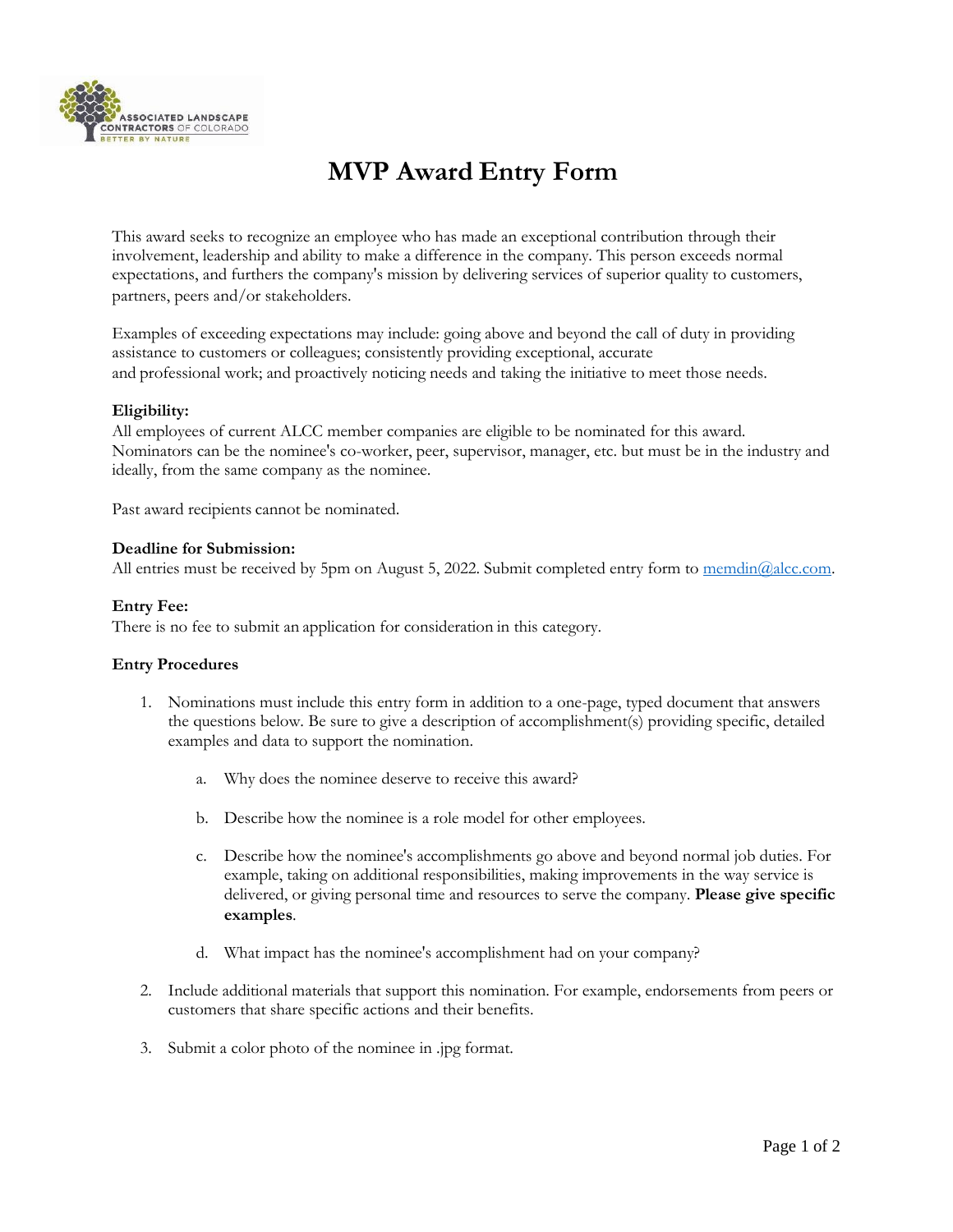# MVP Award Entry Form

This award seeks to recognize an employee who has made an exceptional contribution through their involvement, leadership and ability to make a difference in the company. This person exceeds normal expectations, and furthers the company's mission by delivering services of superior quality to customers, partners, peers and/or stakeholders.

Examples of exceeding expectations may include: going above and beyond the call of duty in providing assistance to customers or colleagues; consistently providing exceptional, accurate and professional work; and proactively noticing needs and taking the initiative to meet those needs.

**Eligibility:**
All employees of current ALCC member companies are eligible to be nominated for this award. Nominators can be the nominee's co-worker, peer, supervisor, manager, etc. but must be in the industry and ideally, from the same company as the nominee.

Past award recipients cannot be nominated.

**Deadline for Submission:**
All entries must be received by 5pm on August 5, 2022. Submit completed entry form to memdin@alcc.com.

**Entry Fee:**
There is no fee to submit an application for consideration in this category.

**Entry Procedures**

1. Nominations must include this entry form in addition to a one-page, typed document that answers the questions below. Be sure to give a description of accomplishment(s) providing specific, detailed examples and data to support the nomination.

    a. Why does the nominee deserve to receive this award?

    b. Describe how the nominee is a role model for other employees.

    c. Describe how the nominee's accomplishments go above and beyond normal job duties. For example, taking on additional responsibilities, making improvements in the way service is delivered, or giving personal time and resources to serve the company. **Please give specific examples**.

    d. What impact has the nominee's accomplishment had on your company?

2. Include additional materials that support this nomination. For example, endorsements from peers or customers that share specific actions and their benefits.

3. Submit a color photo of the nominee in .jpg format.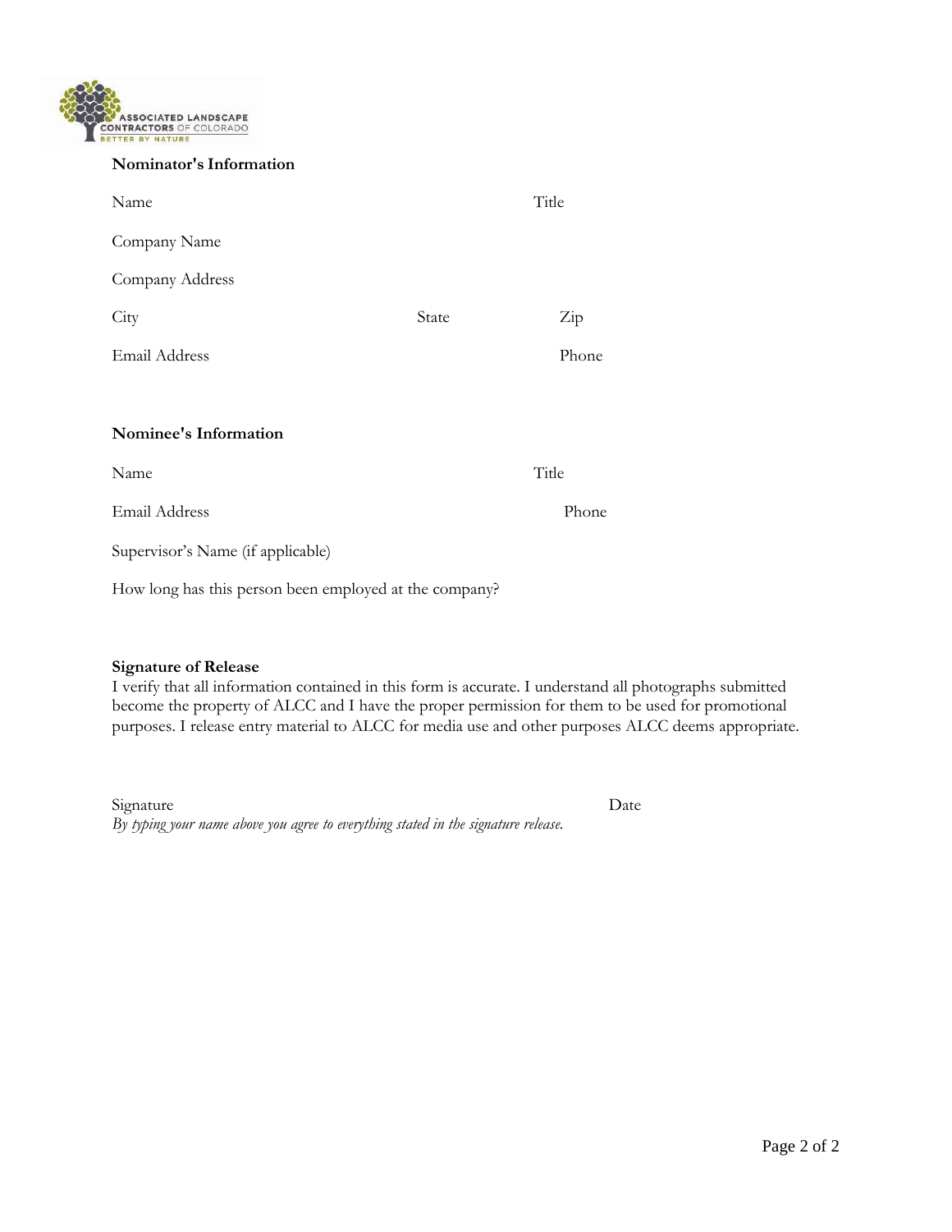**Nominator's Information**

Name Title

Company Name

Company Address

City State Zip

Email Address Phone

**Nominee's Information**

Name Title

Email Address Phone

Supervisor's Name (if applicable)

How long has this person been employed at the company?

**Signature of Release**

I verify that all information contained in this form is accurate. I understand all photographs submitted become the property of ALCC and I have the proper permission for them to be used for promotional purposes. I release entry material to ALCC for media use and other purposes ALCC deems appropriate.

Signature Date

*By typing your name above you agree to everything stated in the signature release.*